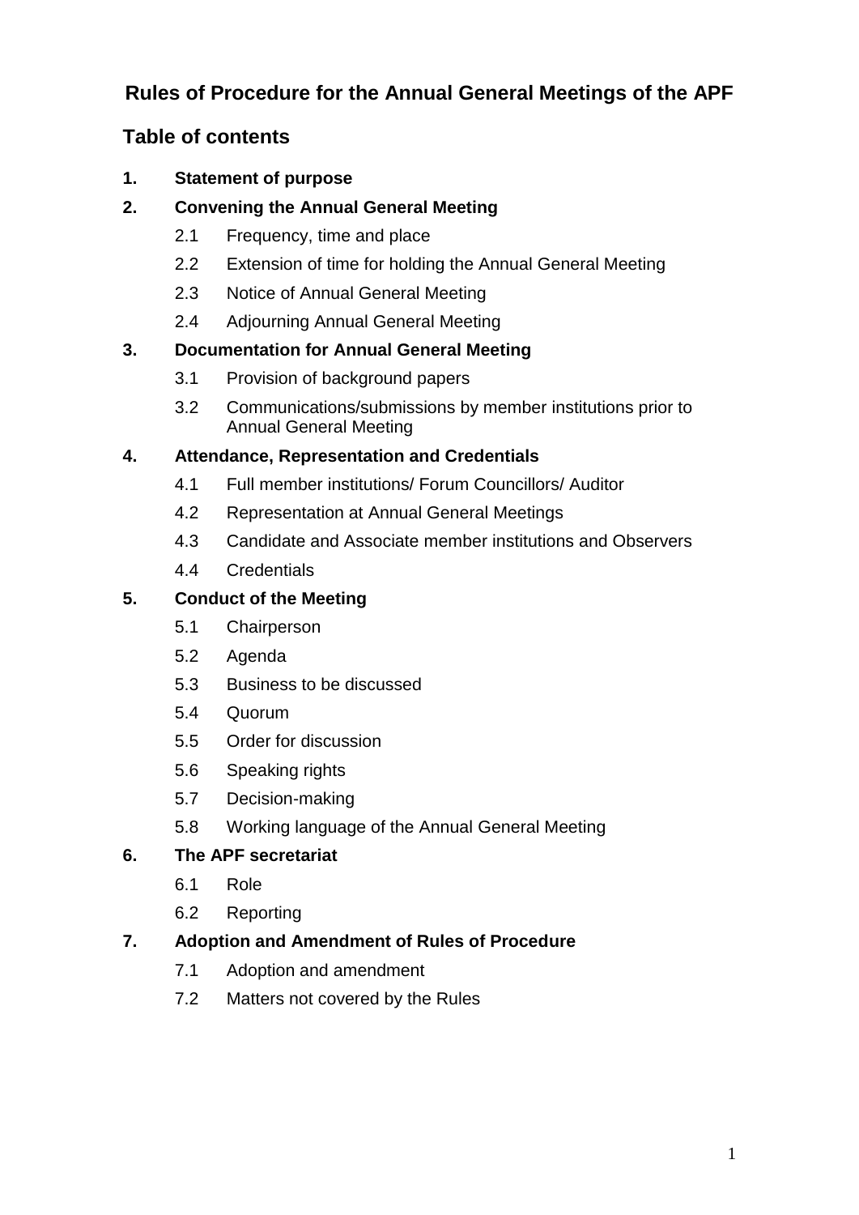# Rules of Procedure for the Annual General Meetings of the APF

## Table of contents

**1. Statement of purpose**

**2. Convening the Annual General Meeting**

- 2.1 Frequency, time and place
- 2.2 Extension of time for holding the Annual General Meeting
- 2.3 Notice of Annual General Meeting
- 2.4 Adjourning Annual General Meeting

**3. Documentation for Annual General Meeting**

- 3.1 Provision of background papers
- 3.2 Communications/submissions by member institutions prior to Annual General Meeting

**4. Attendance, Representation and Credentials**

- 4.1 Full member institutions/ Forum Councillors/ Auditor
- 4.2 Representation at Annual General Meetings
- 4.3 Candidate and Associate member institutions and Observers
- 4.4 Credentials

**5. Conduct of the Meeting**

- 5.1 Chairperson
- 5.2 Agenda
- 5.3 Business to be discussed
- 5.4 Quorum
- 5.5 Order for discussion
- 5.6 Speaking rights
- 5.7 Decision-making
- 5.8 Working language of the Annual General Meeting

**6. The APF secretariat**

- 6.1 Role
- 6.2 Reporting

**7. Adoption and Amendment of Rules of Procedure**

- 7.1 Adoption and amendment
- 7.2 Matters not covered by the Rules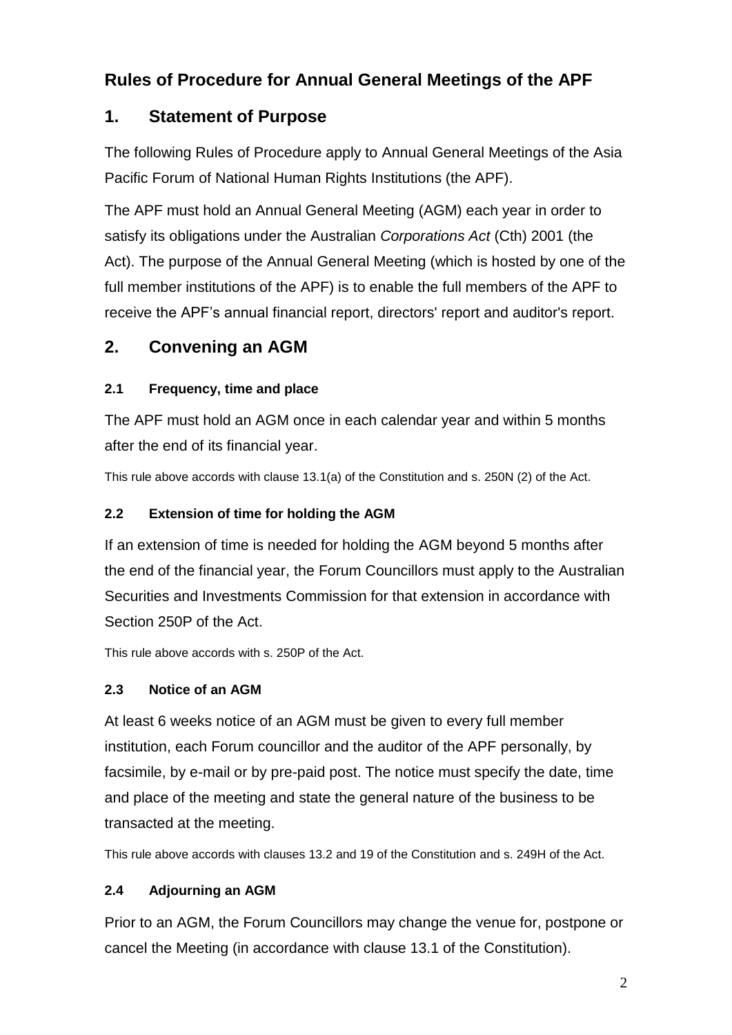# Rules of Procedure for Annual General Meetings of the APF

## 1. Statement of Purpose

The following Rules of Procedure apply to Annual General Meetings of the Asia Pacific Forum of National Human Rights Institutions (the APF).

The APF must hold an Annual General Meeting (AGM) each year in order to satisfy its obligations under the Australian *Corporations Act* (Cth) 2001 (the Act). The purpose of the Annual General Meeting (which is hosted by one of the full member institutions of the APF) is to enable the full members of the APF to receive the APF's annual financial report, directors' report and auditor's report.

## 2. Convening an AGM

### 2.1 Frequency, time and place

The APF must hold an AGM once in each calendar year and within 5 months after the end of its financial year.

This rule above accords with clause 13.1(a) of the Constitution and s. 250N (2) of the Act.

### 2.2 Extension of time for holding the AGM

If an extension of time is needed for holding the AGM beyond 5 months after the end of the financial year, the Forum Councillors must apply to the Australian Securities and Investments Commission for that extension in accordance with Section 250P of the Act.

This rule above accords with s. 250P of the Act.

### 2.3 Notice of an AGM

At least 6 weeks notice of an AGM must be given to every full member institution, each Forum councillor and the auditor of the APF personally, by facsimile, by e-mail or by pre-paid post. The notice must specify the date, time and place of the meeting and state the general nature of the business to be transacted at the meeting.

This rule above accords with clauses 13.2 and 19 of the Constitution and s. 249H of the Act.

### 2.4 Adjourning an AGM

Prior to an AGM, the Forum Councillors may change the venue for, postpone or cancel the Meeting (in accordance with clause 13.1 of the Constitution).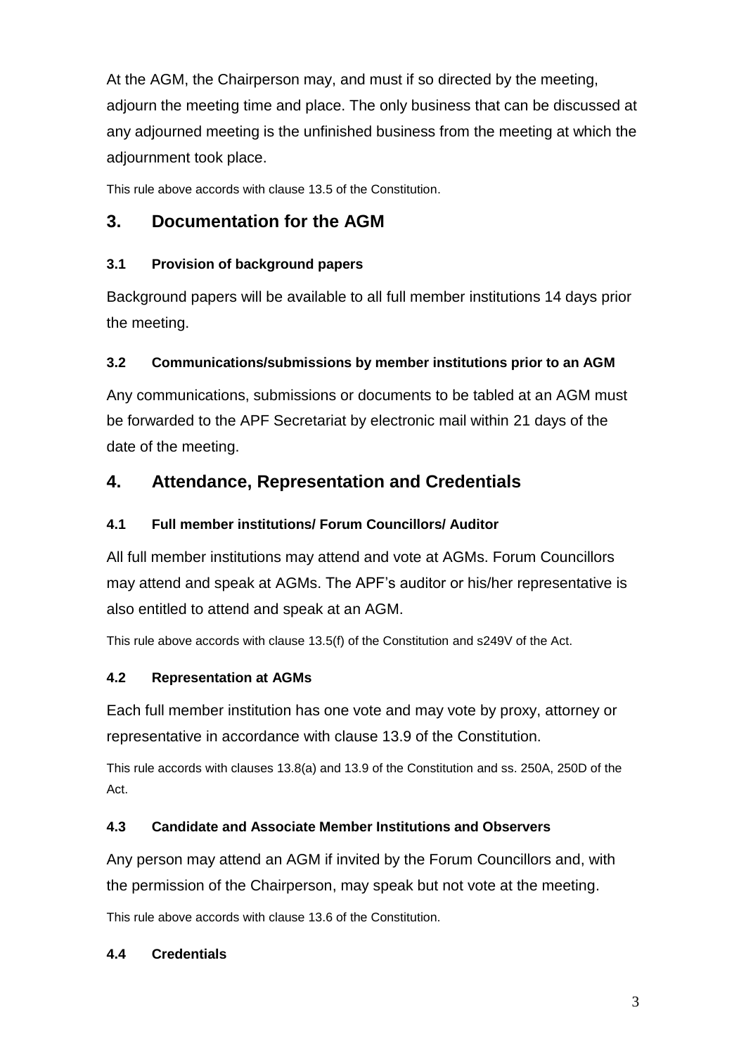At the AGM, the Chairperson may, and must if so directed by the meeting, adjourn the meeting time and place. The only business that can be discussed at any adjourned meeting is the unfinished business from the meeting at which the adjournment took place.

This rule above accords with clause 13.5 of the Constitution.

## 3. Documentation for the AGM

### 3.1 Provision of background papers

Background papers will be available to all full member institutions 14 days prior the meeting.

### 3.2 Communications/submissions by member institutions prior to an AGM

Any communications, submissions or documents to be tabled at an AGM must be forwarded to the APF Secretariat by electronic mail within 21 days of the date of the meeting.

## 4. Attendance, Representation and Credentials

### 4.1 Full member institutions/ Forum Councillors/ Auditor

All full member institutions may attend and vote at AGMs. Forum Councillors may attend and speak at AGMs. The APF's auditor or his/her representative is also entitled to attend and speak at an AGM.

This rule above accords with clause 13.5(f) of the Constitution and s249V of the Act.

### 4.2 Representation at AGMs

Each full member institution has one vote and may vote by proxy, attorney or representative in accordance with clause 13.9 of the Constitution.

This rule accords with clauses 13.8(a) and 13.9 of the Constitution and ss. 250A, 250D of the Act.

### 4.3 Candidate and Associate Member Institutions and Observers

Any person may attend an AGM if invited by the Forum Councillors and, with the permission of the Chairperson, may speak but not vote at the meeting.

This rule above accords with clause 13.6 of the Constitution.

### 4.4 Credentials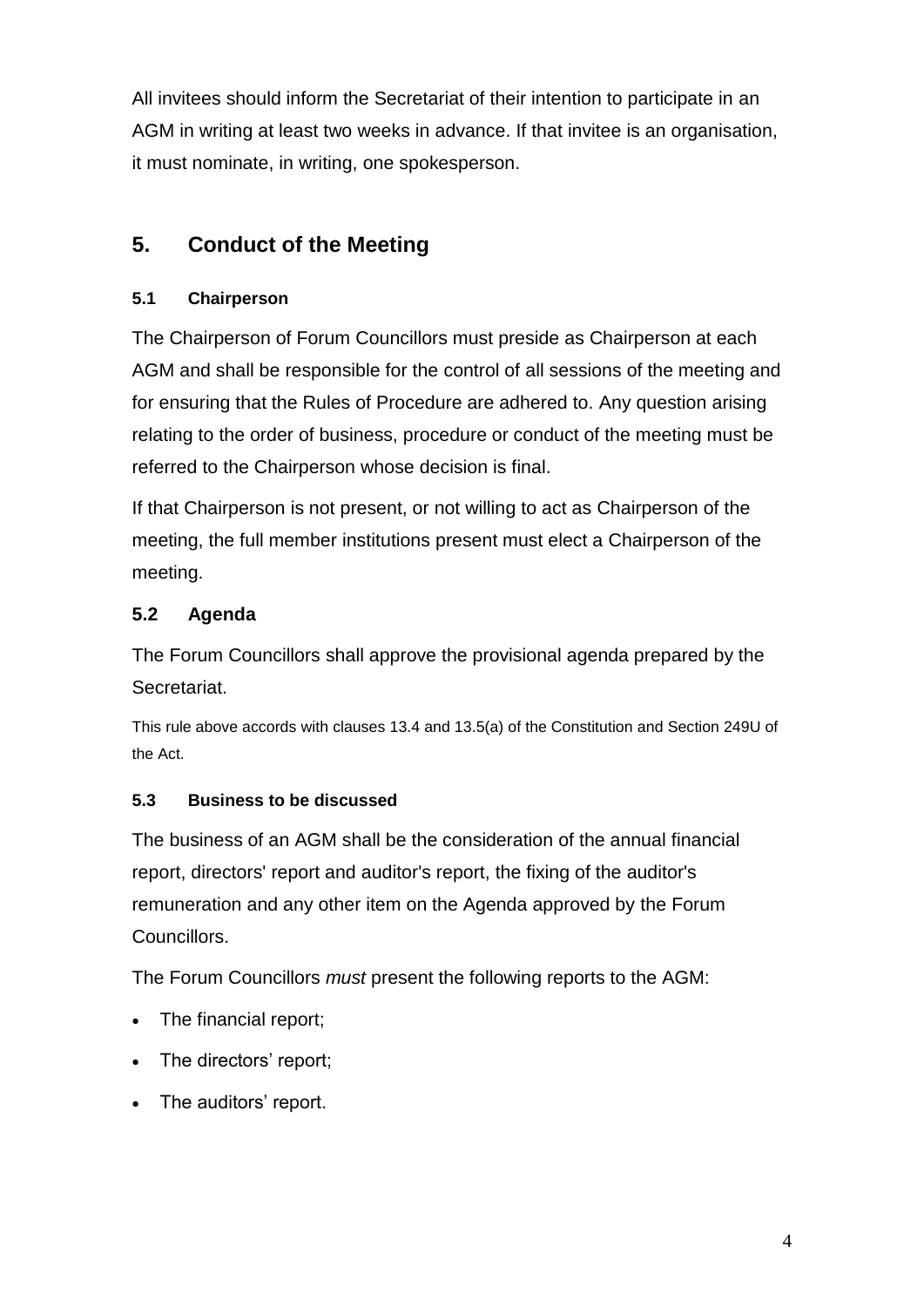All invitees should inform the Secretariat of their intention to participate in an AGM in writing at least two weeks in advance. If that invitee is an organisation, it must nominate, in writing, one spokesperson.

## 5. Conduct of the Meeting

#### 5.1 Chairperson

The Chairperson of Forum Councillors must preside as Chairperson at each AGM and shall be responsible for the control of all sessions of the meeting and for ensuring that the Rules of Procedure are adhered to. Any question arising relating to the order of business, procedure or conduct of the meeting must be referred to the Chairperson whose decision is final.

If that Chairperson is not present, or not willing to act as Chairperson of the meeting, the full member institutions present must elect a Chairperson of the meeting.

### 5.2 Agenda

The Forum Councillors shall approve the provisional agenda prepared by the Secretariat.

This rule above accords with clauses 13.4 and 13.5(a) of the Constitution and Section 249U of the Act.

#### 5.3 Business to be discussed

The business of an AGM shall be the consideration of the annual financial report, directors' report and auditor's report, the fixing of the auditor's remuneration and any other item on the Agenda approved by the Forum Councillors.

The Forum Councillors *must* present the following reports to the AGM:

- The financial report;
- The directors' report;
- The auditors' report.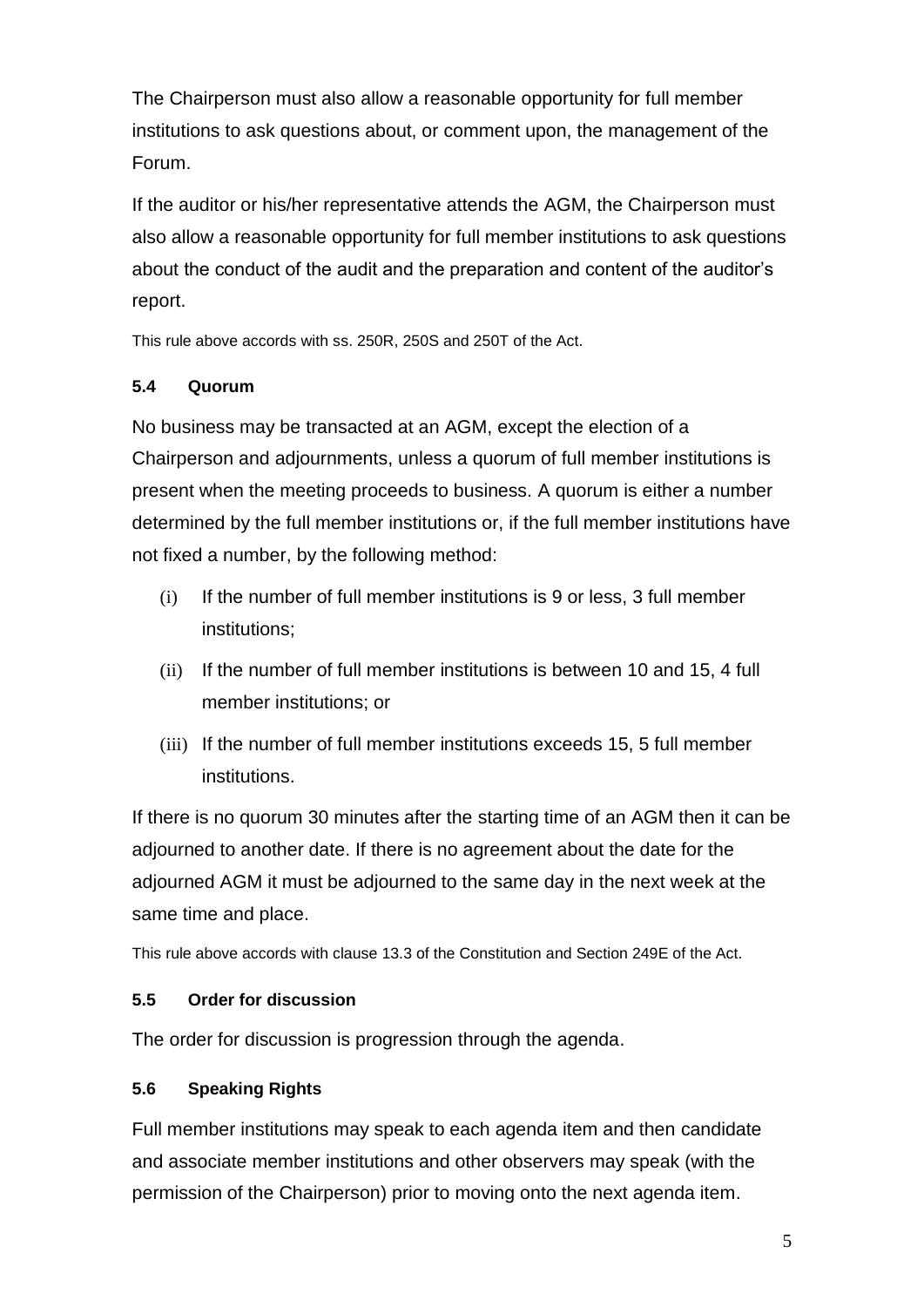The Chairperson must also allow a reasonable opportunity for full member institutions to ask questions about, or comment upon, the management of the Forum.

If the auditor or his/her representative attends the AGM, the Chairperson must also allow a reasonable opportunity for full member institutions to ask questions about the conduct of the audit and the preparation and content of the auditor's report.

This rule above accords with ss. 250R, 250S and 250T of the Act.

#### 5.4 Quorum

No business may be transacted at an AGM, except the election of a Chairperson and adjournments, unless a quorum of full member institutions is present when the meeting proceeds to business. A quorum is either a number determined by the full member institutions or, if the full member institutions have not fixed a number, by the following method:

(i) If the number of full member institutions is 9 or less, 3 full member institutions;

(ii) If the number of full member institutions is between 10 and 15, 4 full member institutions; or

(iii) If the number of full member institutions exceeds 15, 5 full member institutions.

If there is no quorum 30 minutes after the starting time of an AGM then it can be adjourned to another date. If there is no agreement about the date for the adjourned AGM it must be adjourned to the same day in the next week at the same time and place.

This rule above accords with clause 13.3 of the Constitution and Section 249E of the Act.

#### 5.5 Order for discussion

The order for discussion is progression through the agenda.

#### 5.6 Speaking Rights

Full member institutions may speak to each agenda item and then candidate and associate member institutions and other observers may speak (with the permission of the Chairperson) prior to moving onto the next agenda item.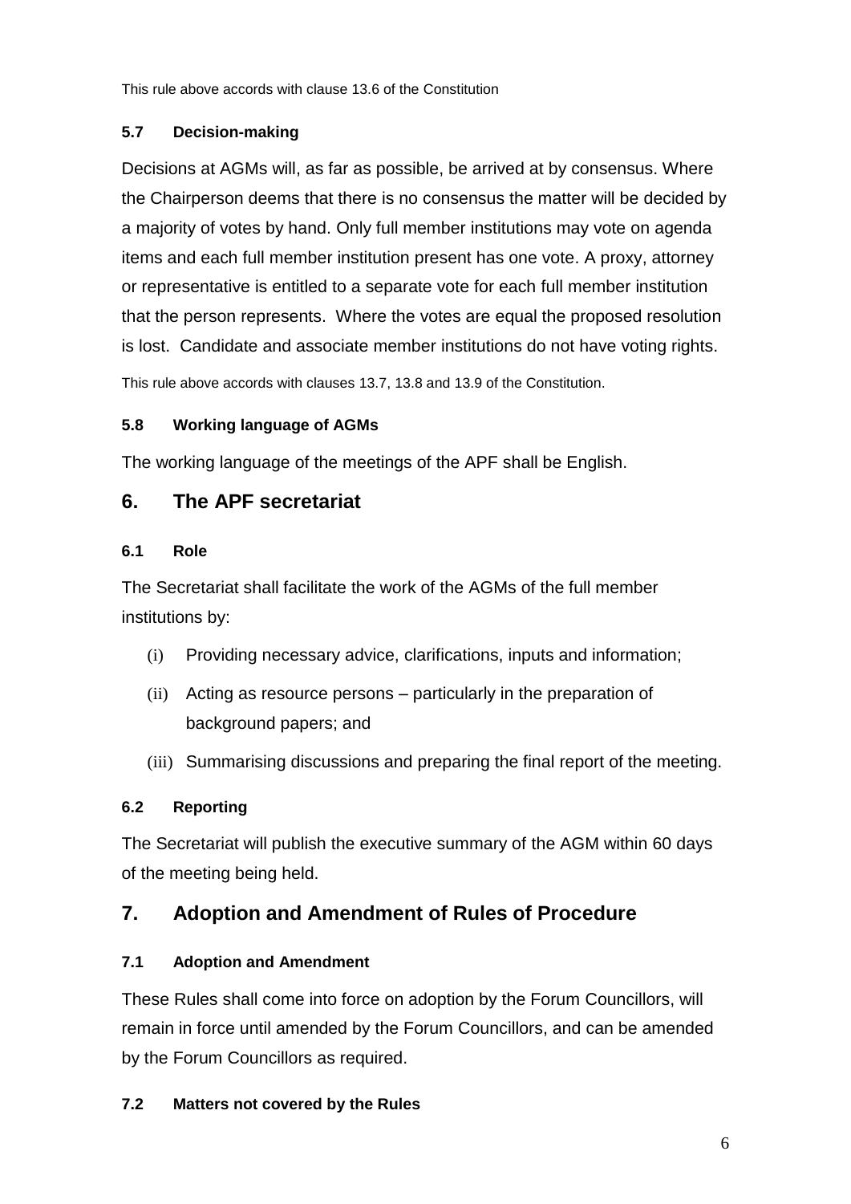This rule above accords with clause 13.6 of the Constitution

### 5.7 Decision-making

Decisions at AGMs will, as far as possible, be arrived at by consensus. Where the Chairperson deems that there is no consensus the matter will be decided by a majority of votes by hand. Only full member institutions may vote on agenda items and each full member institution present has one vote. A proxy, attorney or representative is entitled to a separate vote for each full member institution that the person represents. Where the votes are equal the proposed resolution is lost. Candidate and associate member institutions do not have voting rights.

This rule above accords with clauses 13.7, 13.8 and 13.9 of the Constitution.

### 5.8 Working language of AGMs

The working language of the meetings of the APF shall be English.

## 6. The APF secretariat

### 6.1 Role

The Secretariat shall facilitate the work of the AGMs of the full member institutions by:

(i) Providing necessary advice, clarifications, inputs and information;

(ii) Acting as resource persons – particularly in the preparation of background papers; and

(iii) Summarising discussions and preparing the final report of the meeting.

### 6.2 Reporting

The Secretariat will publish the executive summary of the AGM within 60 days of the meeting being held.

## 7. Adoption and Amendment of Rules of Procedure

### 7.1 Adoption and Amendment

These Rules shall come into force on adoption by the Forum Councillors, will remain in force until amended by the Forum Councillors, and can be amended by the Forum Councillors as required.

### 7.2 Matters not covered by the Rules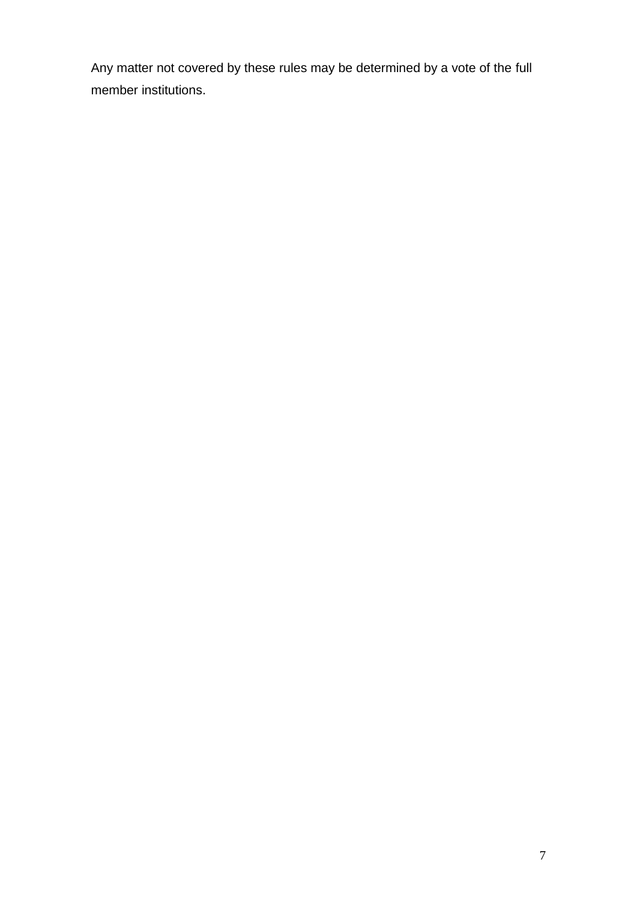Any matter not covered by these rules may be determined by a vote of the full member institutions.